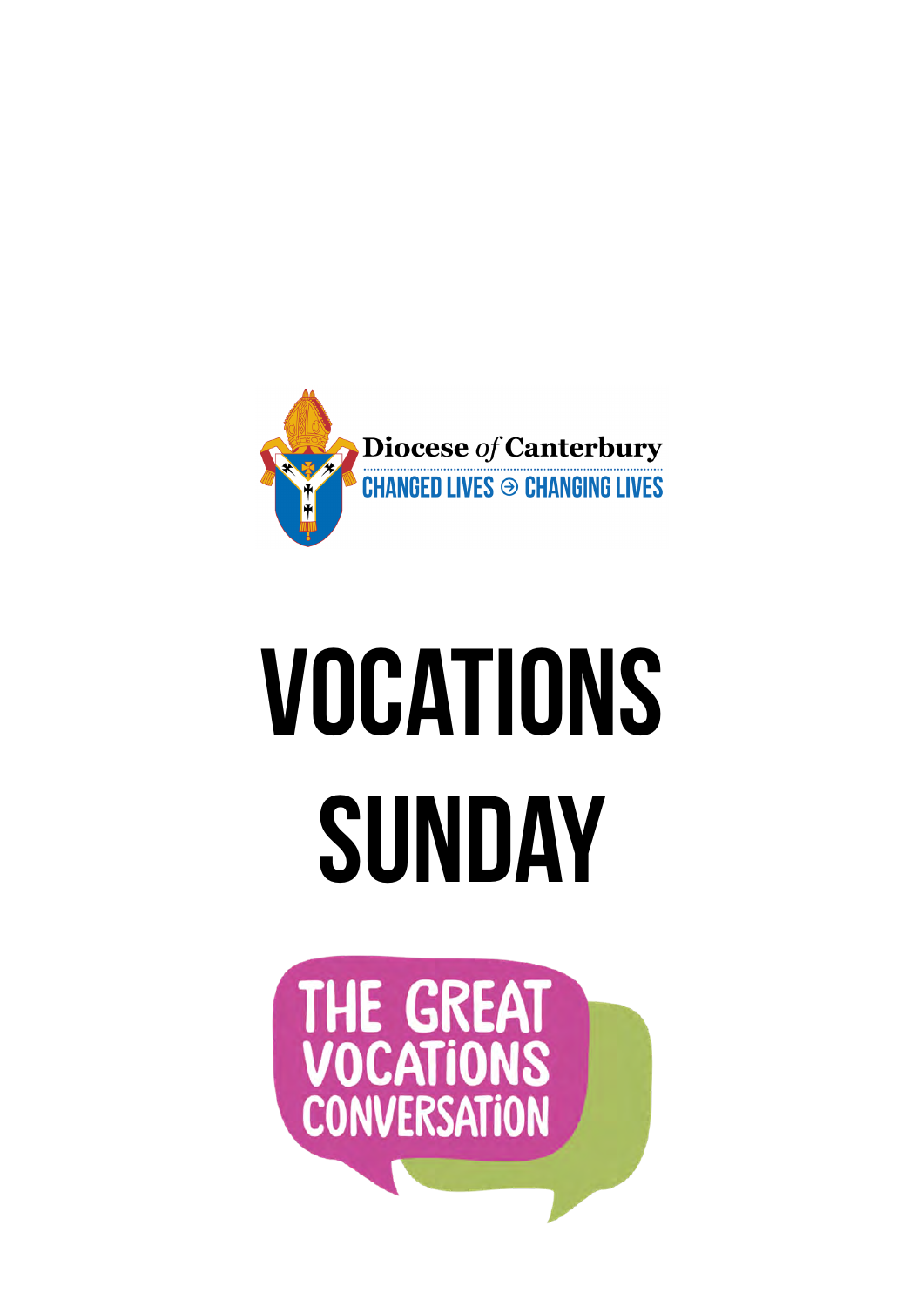Diocese *of* Canterbury

CHANGED LIVES ⊖ CHANGING LIVES

# VOCATIONS SUNDAY

THE GREAT VOCATIONS CONVERSATION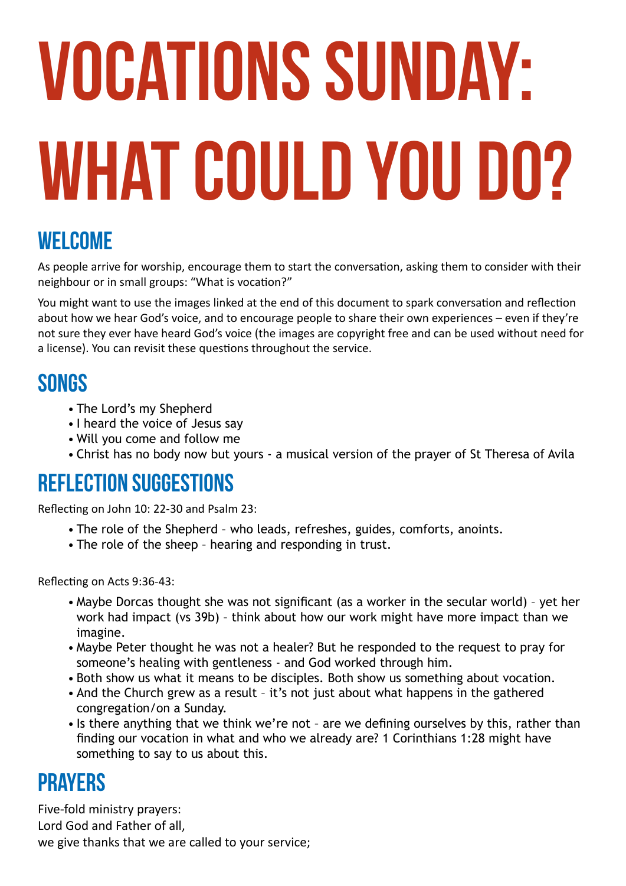# Vocations Sunday: What could you do?

## Welcome

As people arrive for worship, encourage them to start the conversation, asking them to consider with their neighbour or in small groups: "What is vocation?"

You might want to use the images linked at the end of this document to spark conversation and reflection about how we hear God's voice, and to encourage people to share their own experiences – even if they're not sure they ever have heard God's voice (the images are copyright free and can be used without need for a license). You can revisit these questions throughout the service.

## Songs

- The Lord's my Shepherd
- I heard the voice of Jesus say
- Will you come and follow me
- Christ has no body now but yours - a musical version of the prayer of St Theresa of Avila

## Reflection suggestions

Reflecting on John 10: 22-30 and Psalm 23:

- The role of the Shepherd – who leads, refreshes, guides, comforts, anoints.
- The role of the sheep – hearing and responding in trust.

Reflecting on Acts 9:36-43:

- Maybe Dorcas thought she was not significant (as a worker in the secular world) – yet her work had impact (vs 39b) – think about how our work might have more impact than we imagine.
- Maybe Peter thought he was not a healer? But he responded to the request to pray for someone's healing with gentleness - and God worked through him.
- Both show us what it means to be disciples. Both show us something about vocation.
- And the Church grew as a result – it's not just about what happens in the gathered congregation/on a Sunday.
- Is there anything that we think we're not – are we defining ourselves by this, rather than finding our vocation in what and who we already are? 1 Corinthians 1:28 might have something to say to us about this.

## Prayers

Five-fold ministry prayers:
Lord God and Father of all,
we give thanks that we are called to your service;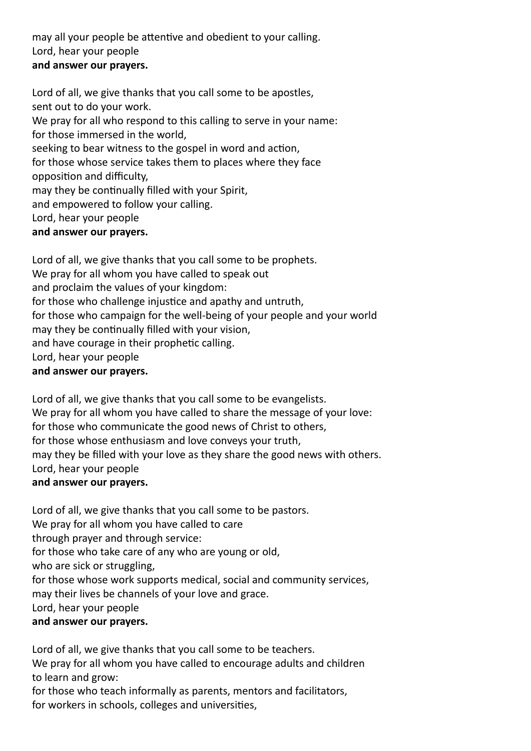may all your people be attentive and obedient to your calling.
Lord, hear your people
**and answer our prayers.**

Lord of all, we give thanks that you call some to be apostles,
sent out to do your work.
We pray for all who respond to this calling to serve in your name:
for those immersed in the world,
seeking to bear witness to the gospel in word and action,
for those whose service takes them to places where they face
opposition and difficulty,
may they be continually filled with your Spirit,
and empowered to follow your calling.
Lord, hear your people
**and answer our prayers.**

Lord of all, we give thanks that you call some to be prophets.
We pray for all whom you have called to speak out
and proclaim the values of your kingdom:
for those who challenge injustice and apathy and untruth,
for those who campaign for the well-being of your people and your world
may they be continually filled with your vision,
and have courage in their prophetic calling.
Lord, hear your people
**and answer our prayers.**

Lord of all, we give thanks that you call some to be evangelists.
We pray for all whom you have called to share the message of your love:
for those who communicate the good news of Christ to others,
for those whose enthusiasm and love conveys your truth,
may they be filled with your love as they share the good news with others.
Lord, hear your people
**and answer our prayers.**

Lord of all, we give thanks that you call some to be pastors.
We pray for all whom you have called to care
through prayer and through service:
for those who take care of any who are young or old,
who are sick or struggling,
for those whose work supports medical, social and community services,
may their lives be channels of your love and grace.
Lord, hear your people
**and answer our prayers.**

Lord of all, we give thanks that you call some to be teachers.
We pray for all whom you have called to encourage adults and children
to learn and grow:
for those who teach informally as parents, mentors and facilitators,
for workers in schools, colleges and universities,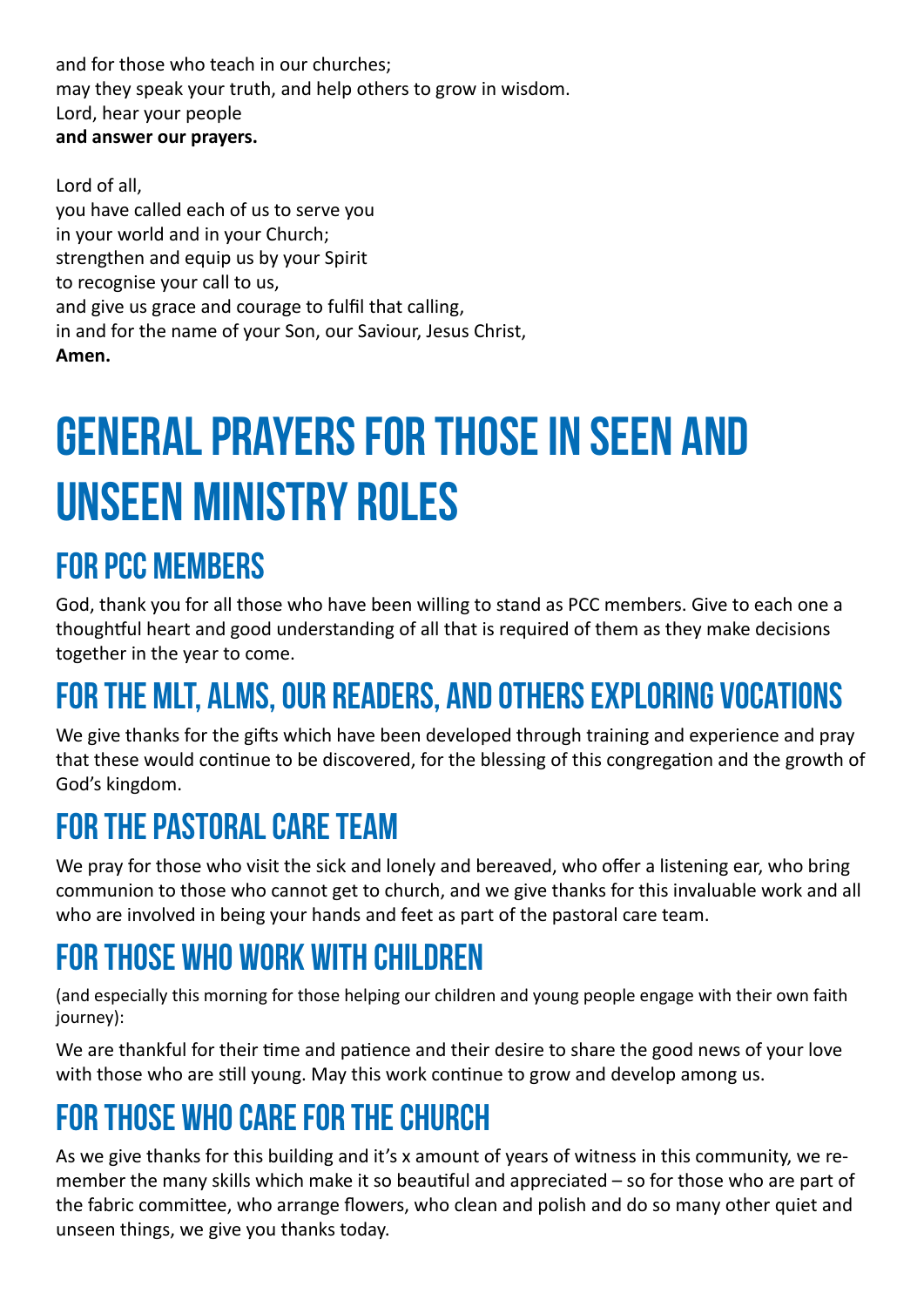and for those who teach in our churches;
may they speak your truth, and help others to grow in wisdom.
Lord, hear your people
**and answer our prayers.**

Lord of all,
you have called each of us to serve you
in your world and in your Church;
strengthen and equip us by your Spirit
to recognise your call to us,
and give us grace and courage to fulfil that calling,
in and for the name of your Son, our Saviour, Jesus Christ,
**Amen.**

# General prayers for those in seen and unseen ministry roles

## For PCC members

God, thank you for all those who have been willing to stand as PCC members. Give to each one a thoughtful heart and good understanding of all that is required of them as they make decisions together in the year to come.

## For the MLT, ALMs, our Readers, and others exploring vocations

We give thanks for the gifts which have been developed through training and experience and pray that these would continue to be discovered, for the blessing of this congregation and the growth of God's kingdom.

## For the Pastoral Care Team

We pray for those who visit the sick and lonely and bereaved, who offer a listening ear, who bring communion to those who cannot get to church, and we give thanks for this invaluable work and all who are involved in being your hands and feet as part of the pastoral care team.

## For those who work with children

(and especially this morning for those helping our children and young people engage with their own faith journey):

We are thankful for their time and patience and their desire to share the good news of your love with those who are still young. May this work continue to grow and develop among us.

## For those who care for the church

As we give thanks for this building and it's x amount of years of witness in this community, we remember the many skills which make it so beautiful and appreciated – so for those who are part of the fabric committee, who arrange flowers, who clean and polish and do so many other quiet and unseen things, we give you thanks today.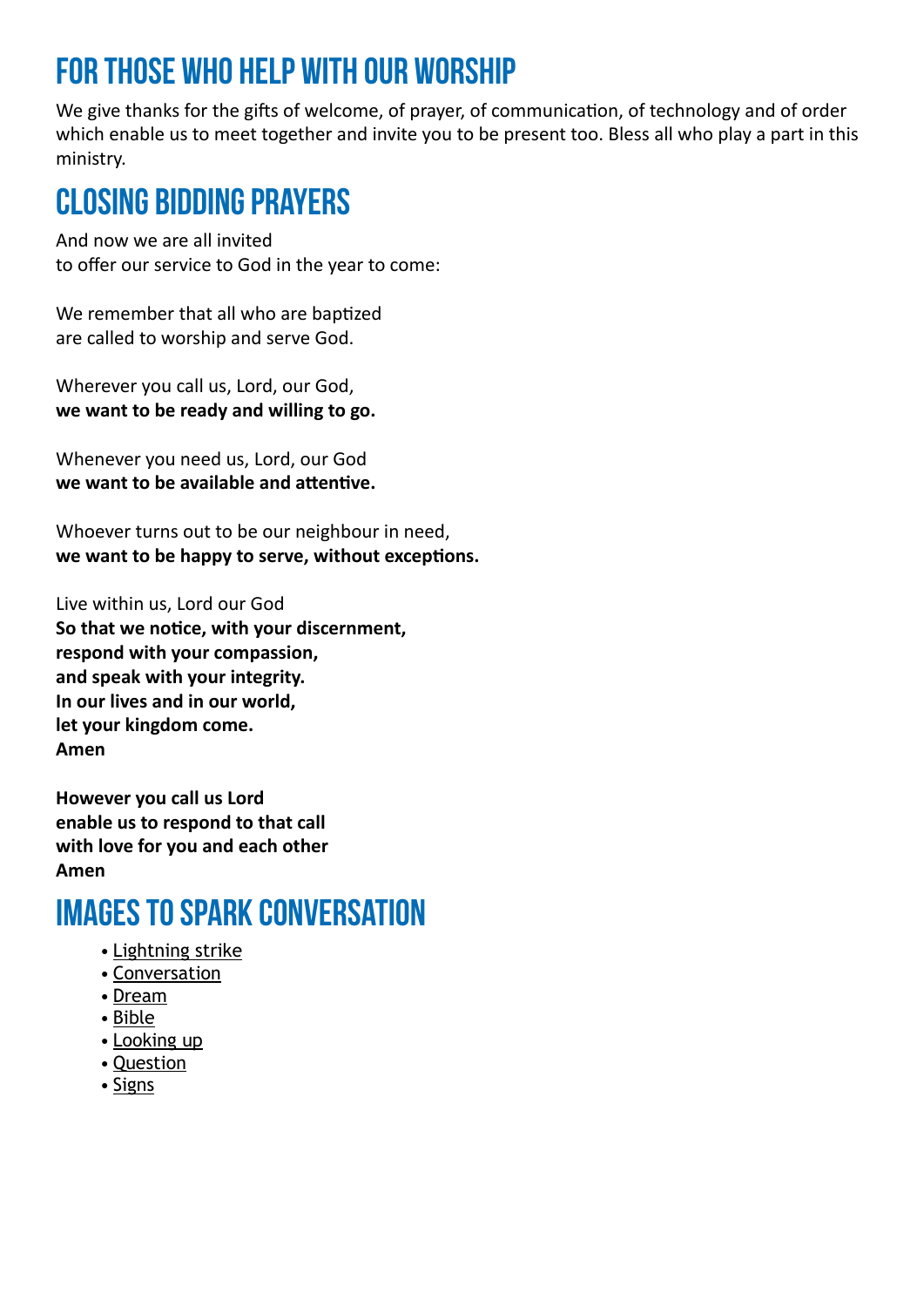# For those who help with our worship

We give thanks for the gifts of welcome, of prayer, of communication, of technology and of order which enable us to meet together and invite you to be present too. Bless all who play a part in this ministry.

# Closing bidding prayers

And now we are all invited
to offer our service to God in the year to come:

We remember that all who are baptized
are called to worship and serve God.

Wherever you call us, Lord, our God,
**we want to be ready and willing to go.**

Whenever you need us, Lord, our God
**we want to be available and attentive.**

Whoever turns out to be our neighbour in need,
**we want to be happy to serve, without exceptions.**

Live within us, Lord our God
**So that we notice, with your discernment,**
**respond with your compassion,**
**and speak with your integrity.**
**In our lives and in our world,**
**let your kingdom come.**
**Amen**

**However you call us Lord**
**enable us to respond to that call**
**with love for you and each other**
**Amen**

# Images to spark conversation

- Lightning strike
- Conversation
- Dream
- Bible
- Looking up
- Question
- Signs